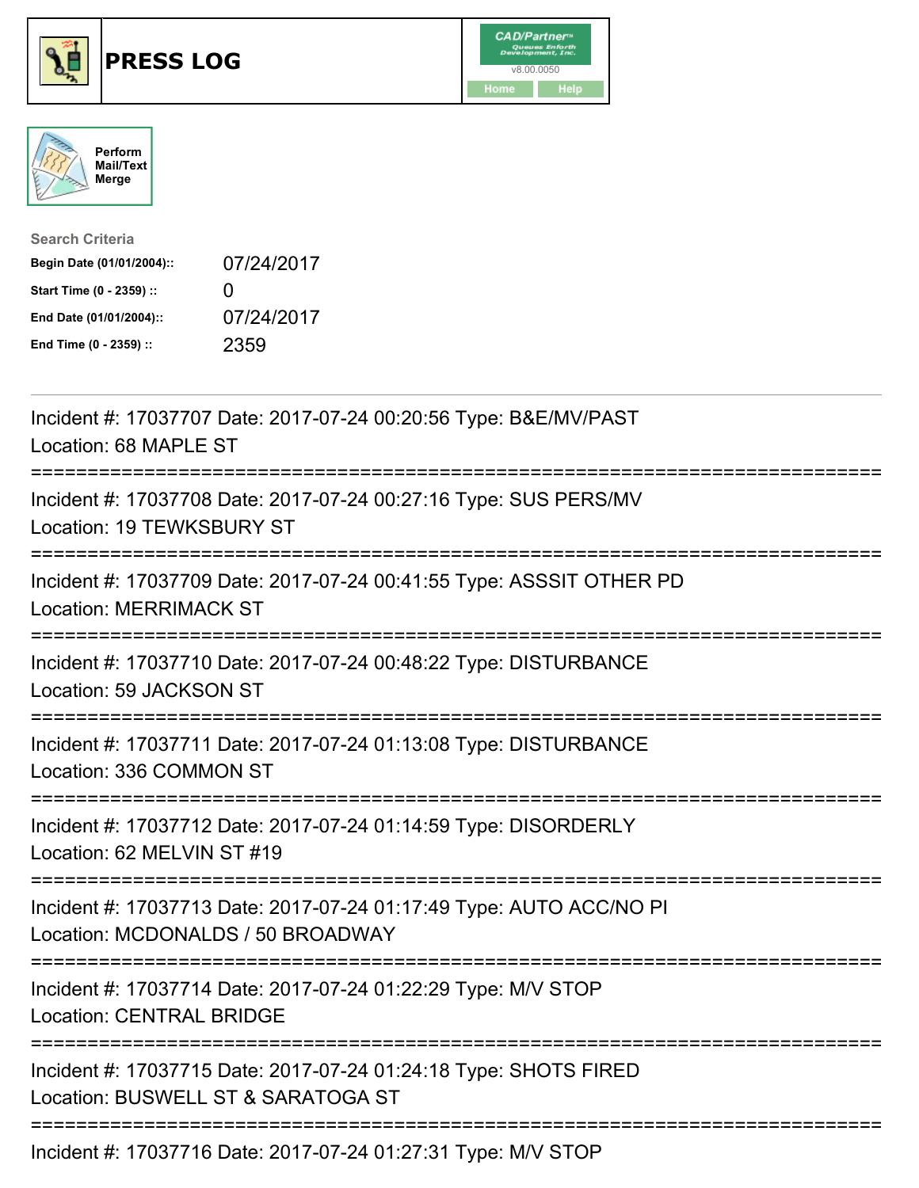# PRESS LOG

CAD/Partner v8.00.0050

Home | Help

Perform Mail/Text Merge

**Search Criteria**

| | |
|---|---|
| **Begin Date (01/01/2004)::** | 07/24/2017 |
| **Start Time (0 - 2359) ::** | 0 |
| **End Date (01/01/2004)::** | 07/24/2017 |
| **End Time (0 - 2359) ::** | 2359 |

---

Incident #: 17037707 Date: 2017-07-24 00:20:56 Type: B&E/MV/PAST
Location: 68 MAPLE ST

===========================================================================

Incident #: 17037708 Date: 2017-07-24 00:27:16 Type: SUS PERS/MV
Location: 19 TEWKSBURY ST

===========================================================================

Incident #: 17037709 Date: 2017-07-24 00:41:55 Type: ASSSIT OTHER PD
Location: MERRIMACK ST

===========================================================================

Incident #: 17037710 Date: 2017-07-24 00:48:22 Type: DISTURBANCE
Location: 59 JACKSON ST

===========================================================================

Incident #: 17037711 Date: 2017-07-24 01:13:08 Type: DISTURBANCE
Location: 336 COMMON ST

===========================================================================

Incident #: 17037712 Date: 2017-07-24 01:14:59 Type: DISORDERLY
Location: 62 MELVIN ST #19

===========================================================================

Incident #: 17037713 Date: 2017-07-24 01:17:49 Type: AUTO ACC/NO PI
Location: MCDONALDS / 50 BROADWAY

===========================================================================

Incident #: 17037714 Date: 2017-07-24 01:22:29 Type: M/V STOP
Location: CENTRAL BRIDGE

===========================================================================

Incident #: 17037715 Date: 2017-07-24 01:24:18 Type: SHOTS FIRED
Location: BUSWELL ST & SARATOGA ST

===========================================================================

Incident #: 17037716 Date: 2017-07-24 01:27:31 Type: M/V STOP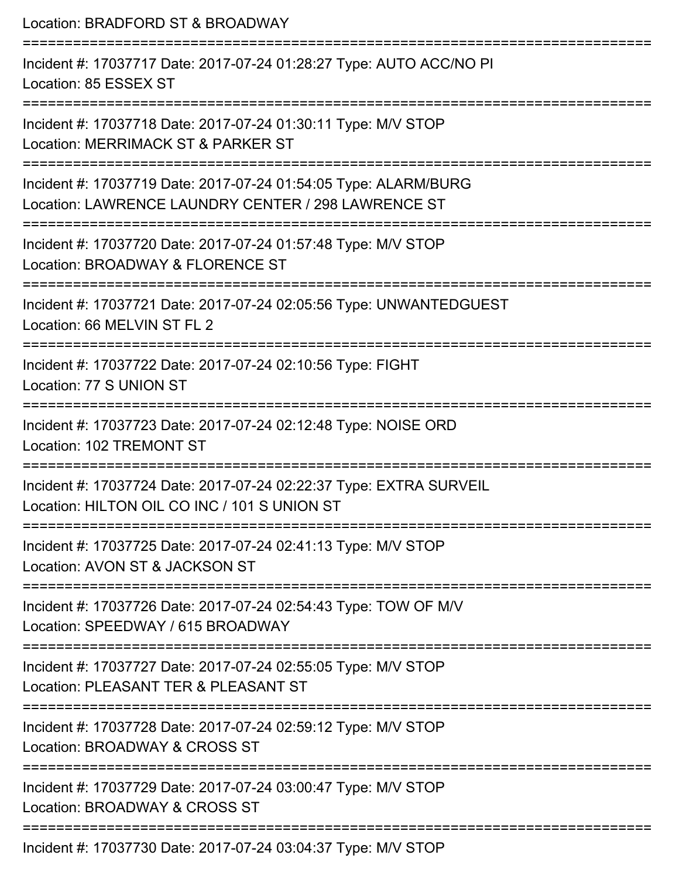Location: BRADFORD ST & BROADWAY

===========================================================================

Incident #: 17037717 Date: 2017-07-24 01:28:27 Type: AUTO ACC/NO PI
Location: 85 ESSEX ST

===========================================================================

Incident #: 17037718 Date: 2017-07-24 01:30:11 Type: M/V STOP
Location: MERRIMACK ST & PARKER ST

===========================================================================

Incident #: 17037719 Date: 2017-07-24 01:54:05 Type: ALARM/BURG
Location: LAWRENCE LAUNDRY CENTER / 298 LAWRENCE ST

===========================================================================

Incident #: 17037720 Date: 2017-07-24 01:57:48 Type: M/V STOP
Location: BROADWAY & FLORENCE ST

===========================================================================

Incident #: 17037721 Date: 2017-07-24 02:05:56 Type: UNWANTEDGUEST
Location: 66 MELVIN ST FL 2

===========================================================================

Incident #: 17037722 Date: 2017-07-24 02:10:56 Type: FIGHT
Location: 77 S UNION ST

===========================================================================

Incident #: 17037723 Date: 2017-07-24 02:12:48 Type: NOISE ORD
Location: 102 TREMONT ST

===========================================================================

Incident #: 17037724 Date: 2017-07-24 02:22:37 Type: EXTRA SURVEIL
Location: HILTON OIL CO INC / 101 S UNION ST

===========================================================================

Incident #: 17037725 Date: 2017-07-24 02:41:13 Type: M/V STOP
Location: AVON ST & JACKSON ST

===========================================================================

Incident #: 17037726 Date: 2017-07-24 02:54:43 Type: TOW OF M/V
Location: SPEEDWAY / 615 BROADWAY

===========================================================================

Incident #: 17037727 Date: 2017-07-24 02:55:05 Type: M/V STOP
Location: PLEASANT TER & PLEASANT ST

===========================================================================

Incident #: 17037728 Date: 2017-07-24 02:59:12 Type: M/V STOP
Location: BROADWAY & CROSS ST

===========================================================================

Incident #: 17037729 Date: 2017-07-24 03:00:47 Type: M/V STOP
Location: BROADWAY & CROSS ST

===========================================================================

Incident #: 17037730 Date: 2017-07-24 03:04:37 Type: M/V STOP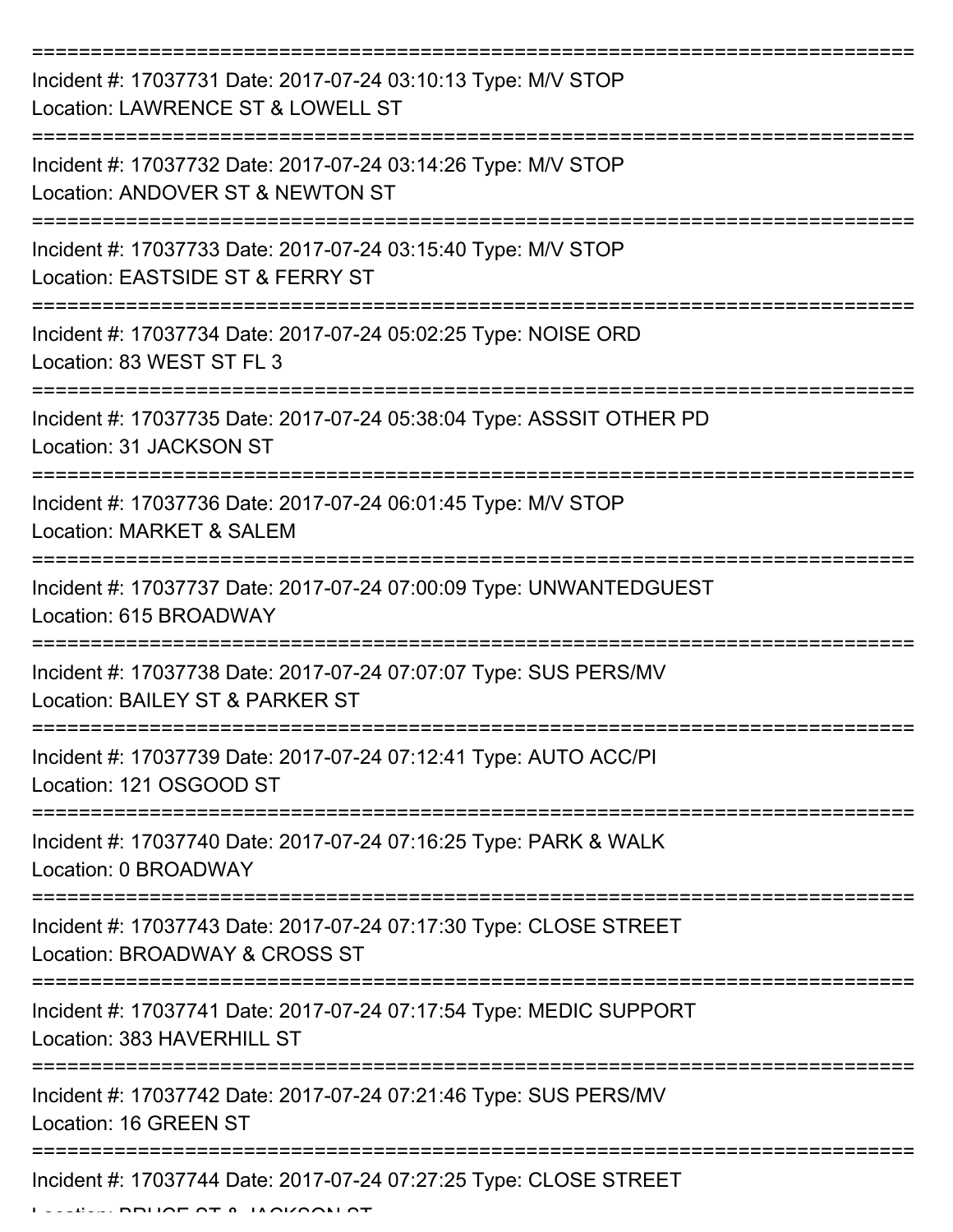===========================================================================

Incident #: 17037731 Date: 2017-07-24 03:10:13 Type: M/V STOP
Location: LAWRENCE ST & LOWELL ST

===========================================================================

Incident #: 17037732 Date: 2017-07-24 03:14:26 Type: M/V STOP
Location: ANDOVER ST & NEWTON ST

===========================================================================

Incident #: 17037733 Date: 2017-07-24 03:15:40 Type: M/V STOP
Location: EASTSIDE ST & FERRY ST

===========================================================================

Incident #: 17037734 Date: 2017-07-24 05:02:25 Type: NOISE ORD
Location: 83 WEST ST FL 3

===========================================================================

Incident #: 17037735 Date: 2017-07-24 05:38:04 Type: ASSSIT OTHER PD
Location: 31 JACKSON ST

===========================================================================

Incident #: 17037736 Date: 2017-07-24 06:01:45 Type: M/V STOP
Location: MARKET & SALEM

===========================================================================

Incident #: 17037737 Date: 2017-07-24 07:00:09 Type: UNWANTEDGUEST
Location: 615 BROADWAY

===========================================================================

Incident #: 17037738 Date: 2017-07-24 07:07:07 Type: SUS PERS/MV
Location: BAILEY ST & PARKER ST

===========================================================================

Incident #: 17037739 Date: 2017-07-24 07:12:41 Type: AUTO ACC/PI
Location: 121 OSGOOD ST

===========================================================================

Incident #: 17037740 Date: 2017-07-24 07:16:25 Type: PARK & WALK
Location: 0 BROADWAY

===========================================================================

Incident #: 17037743 Date: 2017-07-24 07:17:30 Type: CLOSE STREET
Location: BROADWAY & CROSS ST

===========================================================================

Incident #: 17037741 Date: 2017-07-24 07:17:54 Type: MEDIC SUPPORT
Location: 383 HAVERHILL ST

===========================================================================

Incident #: 17037742 Date: 2017-07-24 07:21:46 Type: SUS PERS/MV
Location: 16 GREEN ST

===========================================================================

Incident #: 17037744 Date: 2017-07-24 07:27:25 Type: CLOSE STREET
Location: BRUCE ST & JACKSON ST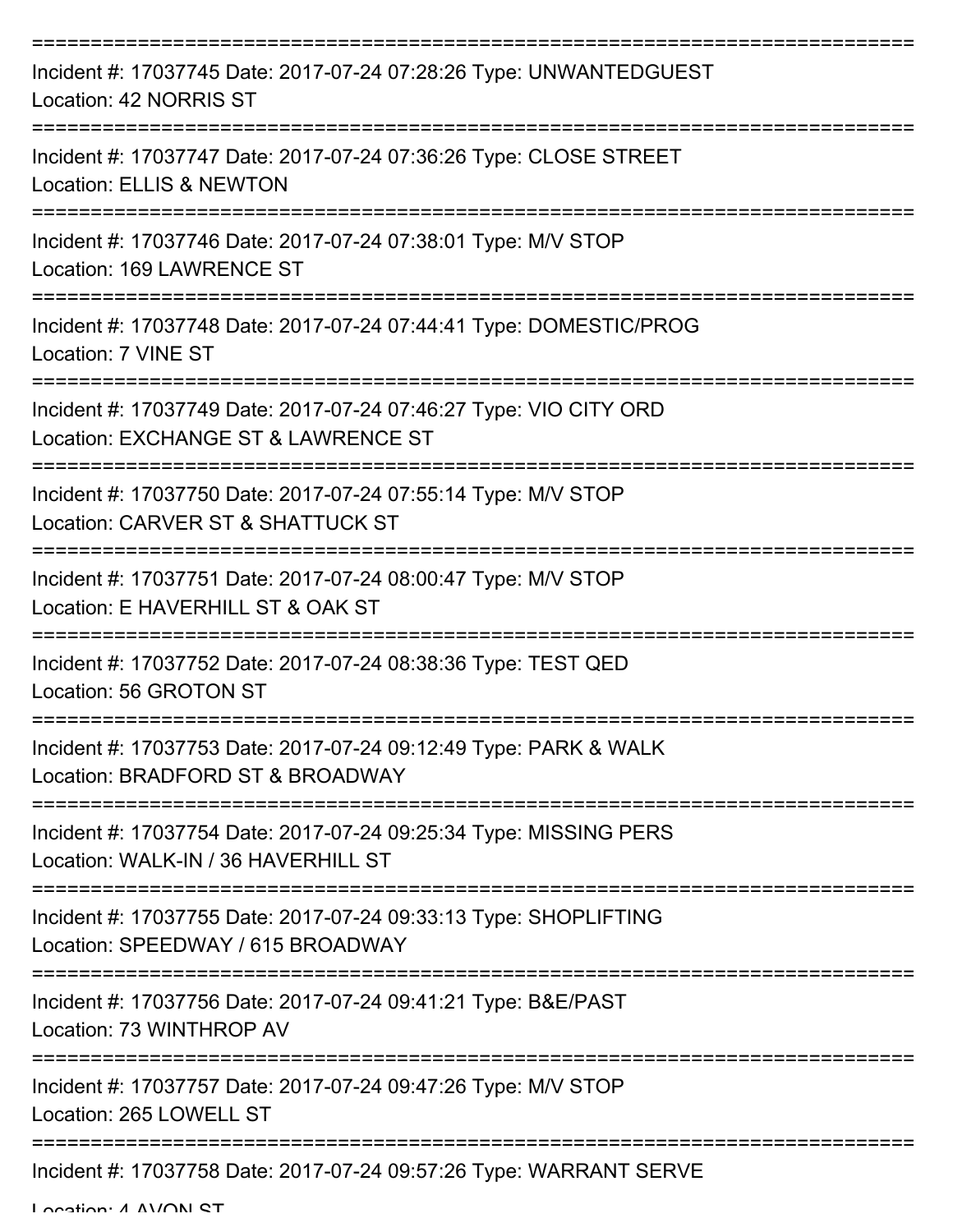===========================================================================

Incident #: 17037745 Date: 2017-07-24 07:28:26 Type: UNWANTEDGUEST
Location: 42 NORRIS ST

===========================================================================

Incident #: 17037747 Date: 2017-07-24 07:36:26 Type: CLOSE STREET
Location: ELLIS & NEWTON

===========================================================================

Incident #: 17037746 Date: 2017-07-24 07:38:01 Type: M/V STOP
Location: 169 LAWRENCE ST

===========================================================================

Incident #: 17037748 Date: 2017-07-24 07:44:41 Type: DOMESTIC/PROG
Location: 7 VINE ST

===========================================================================

Incident #: 17037749 Date: 2017-07-24 07:46:27 Type: VIO CITY ORD
Location: EXCHANGE ST & LAWRENCE ST

===========================================================================

Incident #: 17037750 Date: 2017-07-24 07:55:14 Type: M/V STOP
Location: CARVER ST & SHATTUCK ST

===========================================================================

Incident #: 17037751 Date: 2017-07-24 08:00:47 Type: M/V STOP
Location: E HAVERHILL ST & OAK ST

===========================================================================

Incident #: 17037752 Date: 2017-07-24 08:38:36 Type: TEST QED
Location: 56 GROTON ST

===========================================================================

Incident #: 17037753 Date: 2017-07-24 09:12:49 Type: PARK & WALK
Location: BRADFORD ST & BROADWAY

===========================================================================

Incident #: 17037754 Date: 2017-07-24 09:25:34 Type: MISSING PERS
Location: WALK-IN / 36 HAVERHILL ST

===========================================================================

Incident #: 17037755 Date: 2017-07-24 09:33:13 Type: SHOPLIFTING
Location: SPEEDWAY / 615 BROADWAY

===========================================================================

Incident #: 17037756 Date: 2017-07-24 09:41:21 Type: B&E/PAST
Location: 73 WINTHROP AV

===========================================================================

Incident #: 17037757 Date: 2017-07-24 09:47:26 Type: M/V STOP
Location: 265 LOWELL ST

===========================================================================

Incident #: 17037758 Date: 2017-07-24 09:57:26 Type: WARRANT SERVE
Location: 4 AVON ST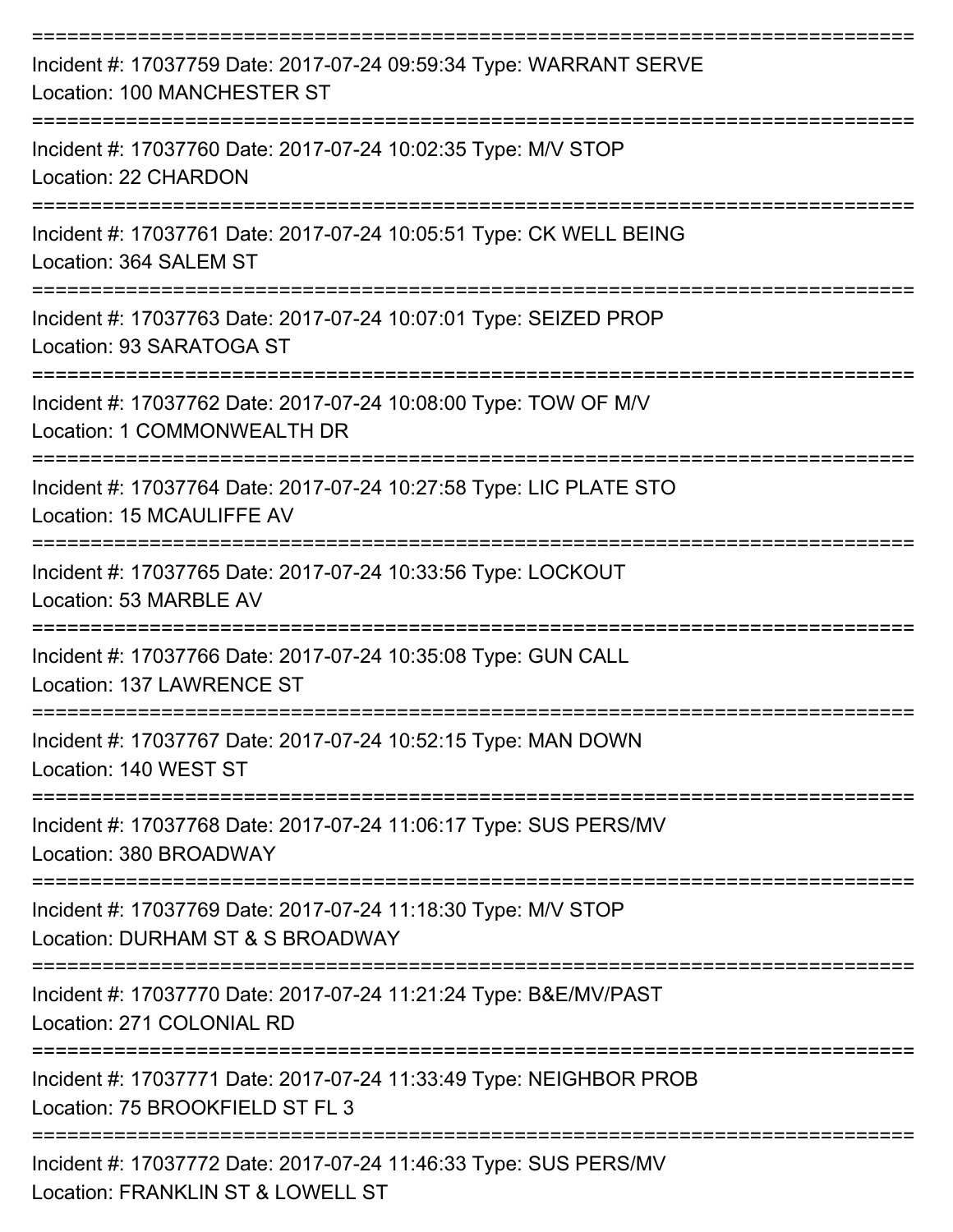===========================================================================

Incident #: 17037759 Date: 2017-07-24 09:59:34 Type: WARRANT SERVE
Location: 100 MANCHESTER ST

===========================================================================

Incident #: 17037760 Date: 2017-07-24 10:02:35 Type: M/V STOP
Location: 22 CHARDON

===========================================================================

Incident #: 17037761 Date: 2017-07-24 10:05:51 Type: CK WELL BEING
Location: 364 SALEM ST

===========================================================================

Incident #: 17037763 Date: 2017-07-24 10:07:01 Type: SEIZED PROP
Location: 93 SARATOGA ST

===========================================================================

Incident #: 17037762 Date: 2017-07-24 10:08:00 Type: TOW OF M/V
Location: 1 COMMONWEALTH DR

===========================================================================

Incident #: 17037764 Date: 2017-07-24 10:27:58 Type: LIC PLATE STO
Location: 15 MCAULIFFE AV

===========================================================================

Incident #: 17037765 Date: 2017-07-24 10:33:56 Type: LOCKOUT
Location: 53 MARBLE AV

===========================================================================

Incident #: 17037766 Date: 2017-07-24 10:35:08 Type: GUN CALL
Location: 137 LAWRENCE ST

===========================================================================

Incident #: 17037767 Date: 2017-07-24 10:52:15 Type: MAN DOWN
Location: 140 WEST ST

===========================================================================

Incident #: 17037768 Date: 2017-07-24 11:06:17 Type: SUS PERS/MV
Location: 380 BROADWAY

===========================================================================

Incident #: 17037769 Date: 2017-07-24 11:18:30 Type: M/V STOP
Location: DURHAM ST & S BROADWAY

===========================================================================

Incident #: 17037770 Date: 2017-07-24 11:21:24 Type: B&E/MV/PAST
Location: 271 COLONIAL RD

===========================================================================

Incident #: 17037771 Date: 2017-07-24 11:33:49 Type: NEIGHBOR PROB
Location: 75 BROOKFIELD ST FL 3

===========================================================================

Incident #: 17037772 Date: 2017-07-24 11:46:33 Type: SUS PERS/MV
Location: FRANKLIN ST & LOWELL ST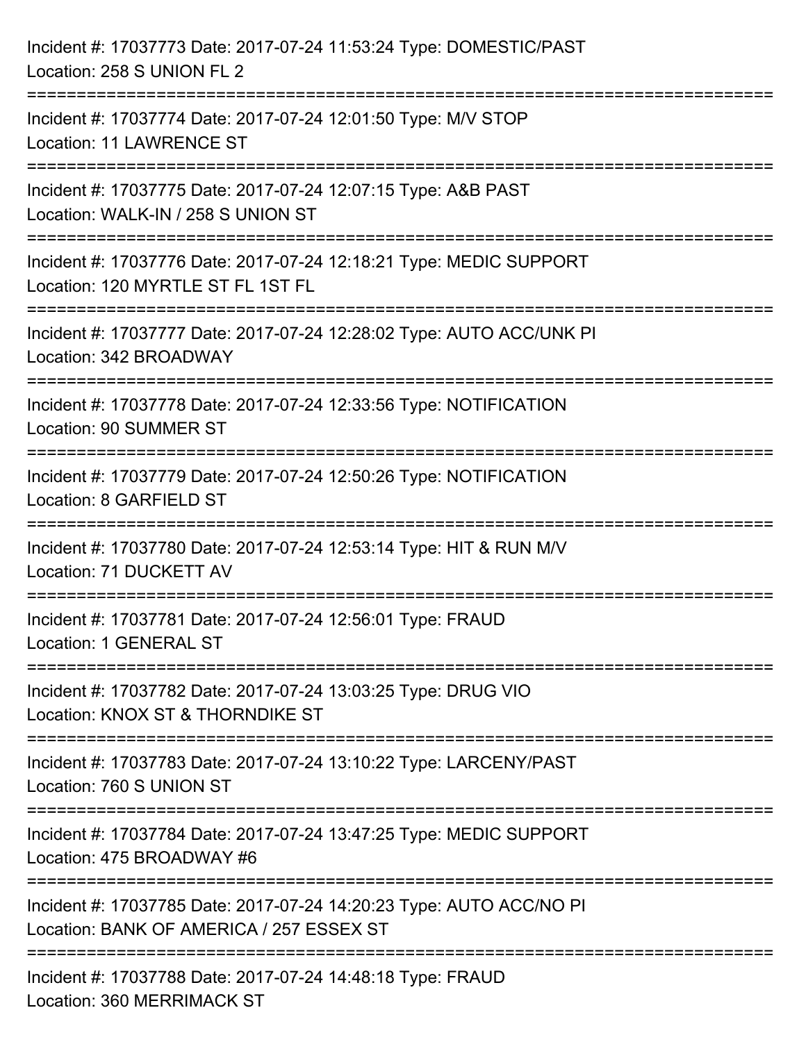Incident #: 17037773 Date: 2017-07-24 11:53:24 Type: DOMESTIC/PAST
Location: 258 S UNION FL 2

===========================================================================

Incident #: 17037774 Date: 2017-07-24 12:01:50 Type: M/V STOP
Location: 11 LAWRENCE ST

===========================================================================

Incident #: 17037775 Date: 2017-07-24 12:07:15 Type: A&B PAST
Location: WALK-IN / 258 S UNION ST

===========================================================================

Incident #: 17037776 Date: 2017-07-24 12:18:21 Type: MEDIC SUPPORT
Location: 120 MYRTLE ST FL 1ST FL

===========================================================================

Incident #: 17037777 Date: 2017-07-24 12:28:02 Type: AUTO ACC/UNK PI
Location: 342 BROADWAY

===========================================================================

Incident #: 17037778 Date: 2017-07-24 12:33:56 Type: NOTIFICATION
Location: 90 SUMMER ST

===========================================================================

Incident #: 17037779 Date: 2017-07-24 12:50:26 Type: NOTIFICATION
Location: 8 GARFIELD ST

===========================================================================

Incident #: 17037780 Date: 2017-07-24 12:53:14 Type: HIT & RUN M/V
Location: 71 DUCKETT AV

===========================================================================

Incident #: 17037781 Date: 2017-07-24 12:56:01 Type: FRAUD
Location: 1 GENERAL ST

===========================================================================

Incident #: 17037782 Date: 2017-07-24 13:03:25 Type: DRUG VIO
Location: KNOX ST & THORNDIKE ST

===========================================================================

Incident #: 17037783 Date: 2017-07-24 13:10:22 Type: LARCENY/PAST
Location: 760 S UNION ST

===========================================================================

Incident #: 17037784 Date: 2017-07-24 13:47:25 Type: MEDIC SUPPORT
Location: 475 BROADWAY #6

===========================================================================

Incident #: 17037785 Date: 2017-07-24 14:20:23 Type: AUTO ACC/NO PI
Location: BANK OF AMERICA / 257 ESSEX ST

===========================================================================

Incident #: 17037788 Date: 2017-07-24 14:48:18 Type: FRAUD
Location: 360 MERRIMACK ST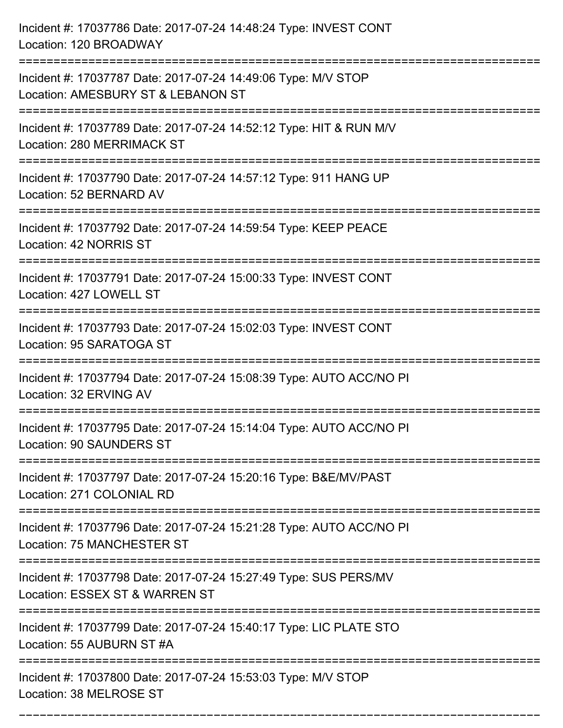Incident #: 17037786 Date: 2017-07-24 14:48:24 Type: INVEST CONT
Location: 120 BROADWAY

===========================================================================

Incident #: 17037787 Date: 2017-07-24 14:49:06 Type: M/V STOP
Location: AMESBURY ST & LEBANON ST

===========================================================================

Incident #: 17037789 Date: 2017-07-24 14:52:12 Type: HIT & RUN M/V
Location: 280 MERRIMACK ST

===========================================================================

Incident #: 17037790 Date: 2017-07-24 14:57:12 Type: 911 HANG UP
Location: 52 BERNARD AV

===========================================================================

Incident #: 17037792 Date: 2017-07-24 14:59:54 Type: KEEP PEACE
Location: 42 NORRIS ST

===========================================================================

Incident #: 17037791 Date: 2017-07-24 15:00:33 Type: INVEST CONT
Location: 427 LOWELL ST

===========================================================================

Incident #: 17037793 Date: 2017-07-24 15:02:03 Type: INVEST CONT
Location: 95 SARATOGA ST

===========================================================================

Incident #: 17037794 Date: 2017-07-24 15:08:39 Type: AUTO ACC/NO PI
Location: 32 ERVING AV

===========================================================================

Incident #: 17037795 Date: 2017-07-24 15:14:04 Type: AUTO ACC/NO PI
Location: 90 SAUNDERS ST

===========================================================================

Incident #: 17037797 Date: 2017-07-24 15:20:16 Type: B&E/MV/PAST
Location: 271 COLONIAL RD

===========================================================================

Incident #: 17037796 Date: 2017-07-24 15:21:28 Type: AUTO ACC/NO PI
Location: 75 MANCHESTER ST

===========================================================================

Incident #: 17037798 Date: 2017-07-24 15:27:49 Type: SUS PERS/MV
Location: ESSEX ST & WARREN ST

===========================================================================

Incident #: 17037799 Date: 2017-07-24 15:40:17 Type: LIC PLATE STO
Location: 55 AUBURN ST #A

===========================================================================

Incident #: 17037800 Date: 2017-07-24 15:53:03 Type: M/V STOP
Location: 38 MELROSE ST

===========================================================================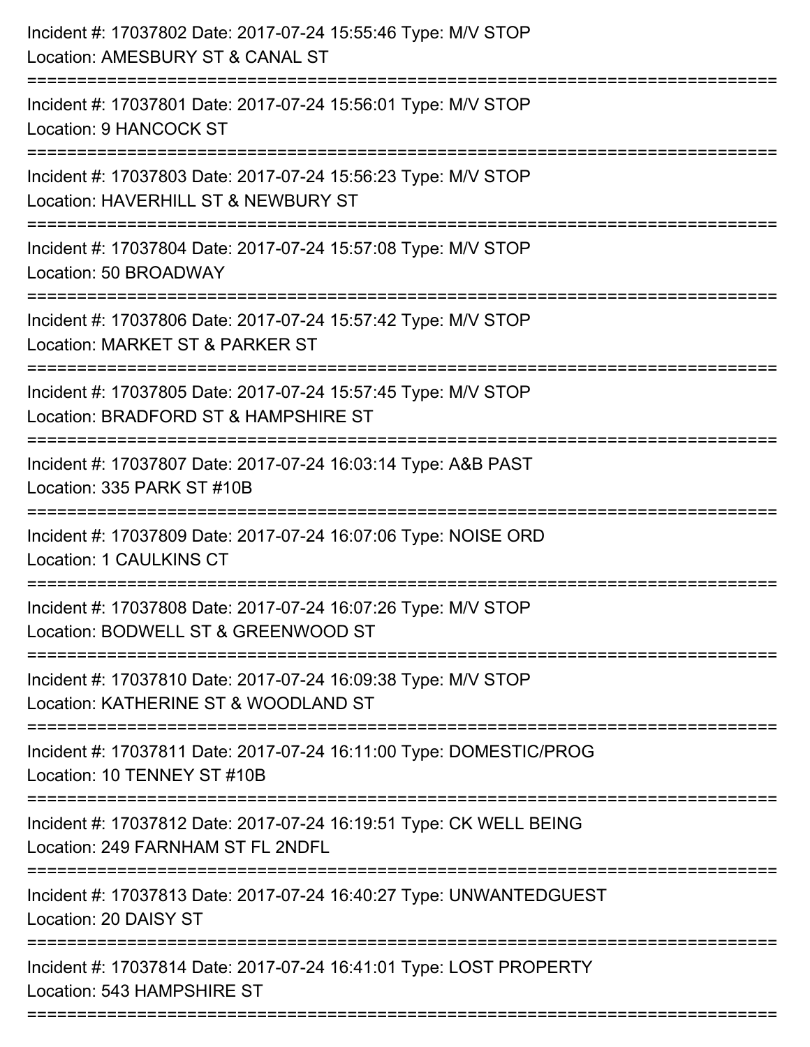Incident #: 17037802 Date: 2017-07-24 15:55:46 Type: M/V STOP
Location: AMESBURY ST & CANAL ST

===========================================================================

Incident #: 17037801 Date: 2017-07-24 15:56:01 Type: M/V STOP
Location: 9 HANCOCK ST

===========================================================================

Incident #: 17037803 Date: 2017-07-24 15:56:23 Type: M/V STOP
Location: HAVERHILL ST & NEWBURY ST

===========================================================================

Incident #: 17037804 Date: 2017-07-24 15:57:08 Type: M/V STOP
Location: 50 BROADWAY

===========================================================================

Incident #: 17037806 Date: 2017-07-24 15:57:42 Type: M/V STOP
Location: MARKET ST & PARKER ST

===========================================================================

Incident #: 17037805 Date: 2017-07-24 15:57:45 Type: M/V STOP
Location: BRADFORD ST & HAMPSHIRE ST

===========================================================================

Incident #: 17037807 Date: 2017-07-24 16:03:14 Type: A&B PAST
Location: 335 PARK ST #10B

===========================================================================

Incident #: 17037809 Date: 2017-07-24 16:07:06 Type: NOISE ORD
Location: 1 CAULKINS CT

===========================================================================

Incident #: 17037808 Date: 2017-07-24 16:07:26 Type: M/V STOP
Location: BODWELL ST & GREENWOOD ST

===========================================================================

Incident #: 17037810 Date: 2017-07-24 16:09:38 Type: M/V STOP
Location: KATHERINE ST & WOODLAND ST

===========================================================================

Incident #: 17037811 Date: 2017-07-24 16:11:00 Type: DOMESTIC/PROG
Location: 10 TENNEY ST #10B

===========================================================================

Incident #: 17037812 Date: 2017-07-24 16:19:51 Type: CK WELL BEING
Location: 249 FARNHAM ST FL 2NDFL

===========================================================================

Incident #: 17037813 Date: 2017-07-24 16:40:27 Type: UNWANTEDGUEST
Location: 20 DAISY ST

===========================================================================

Incident #: 17037814 Date: 2017-07-24 16:41:01 Type: LOST PROPERTY
Location: 543 HAMPSHIRE ST

===========================================================================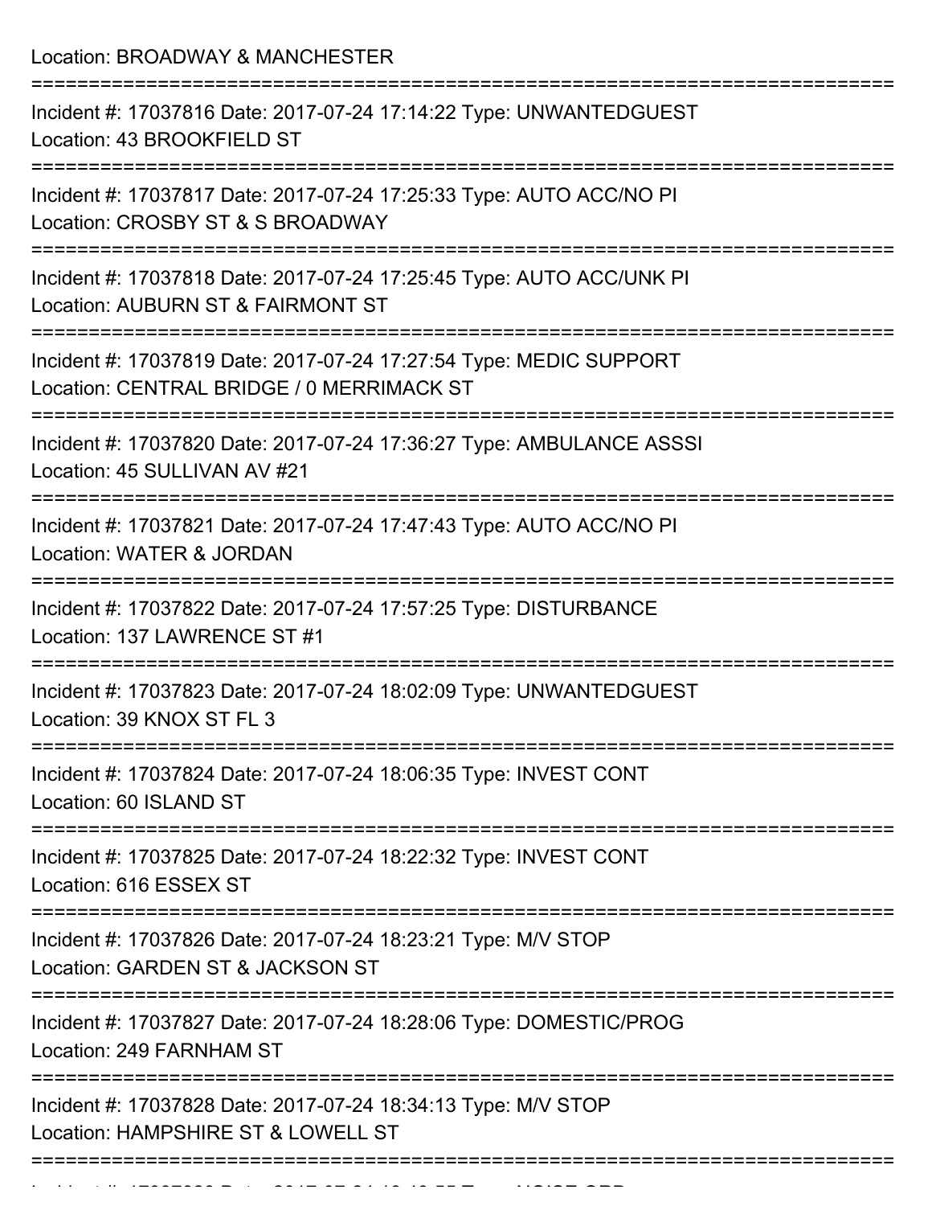Location: BROADWAY & MANCHESTER

===========================================================================

Incident #: 17037816 Date: 2017-07-24 17:14:22 Type: UNWANTEDGUEST
Location: 43 BROOKFIELD ST

===========================================================================

Incident #: 17037817 Date: 2017-07-24 17:25:33 Type: AUTO ACC/NO PI
Location: CROSBY ST & S BROADWAY

===========================================================================

Incident #: 17037818 Date: 2017-07-24 17:25:45 Type: AUTO ACC/UNK PI
Location: AUBURN ST & FAIRMONT ST

===========================================================================

Incident #: 17037819 Date: 2017-07-24 17:27:54 Type: MEDIC SUPPORT
Location: CENTRAL BRIDGE / 0 MERRIMACK ST

===========================================================================

Incident #: 17037820 Date: 2017-07-24 17:36:27 Type: AMBULANCE ASSSI
Location: 45 SULLIVAN AV #21

===========================================================================

Incident #: 17037821 Date: 2017-07-24 17:47:43 Type: AUTO ACC/NO PI
Location: WATER & JORDAN

===========================================================================

Incident #: 17037822 Date: 2017-07-24 17:57:25 Type: DISTURBANCE
Location: 137 LAWRENCE ST #1

===========================================================================

Incident #: 17037823 Date: 2017-07-24 18:02:09 Type: UNWANTEDGUEST
Location: 39 KNOX ST FL 3

===========================================================================

Incident #: 17037824 Date: 2017-07-24 18:06:35 Type: INVEST CONT
Location: 60 ISLAND ST

===========================================================================

Incident #: 17037825 Date: 2017-07-24 18:22:32 Type: INVEST CONT
Location: 616 ESSEX ST

===========================================================================

Incident #: 17037826 Date: 2017-07-24 18:23:21 Type: M/V STOP
Location: GARDEN ST & JACKSON ST

===========================================================================

Incident #: 17037827 Date: 2017-07-24 18:28:06 Type: DOMESTIC/PROG
Location: 249 FARNHAM ST

===========================================================================

Incident #: 17037828 Date: 2017-07-24 18:34:13 Type: M/V STOP
Location: HAMPSHIRE ST & LOWELL ST

===========================================================================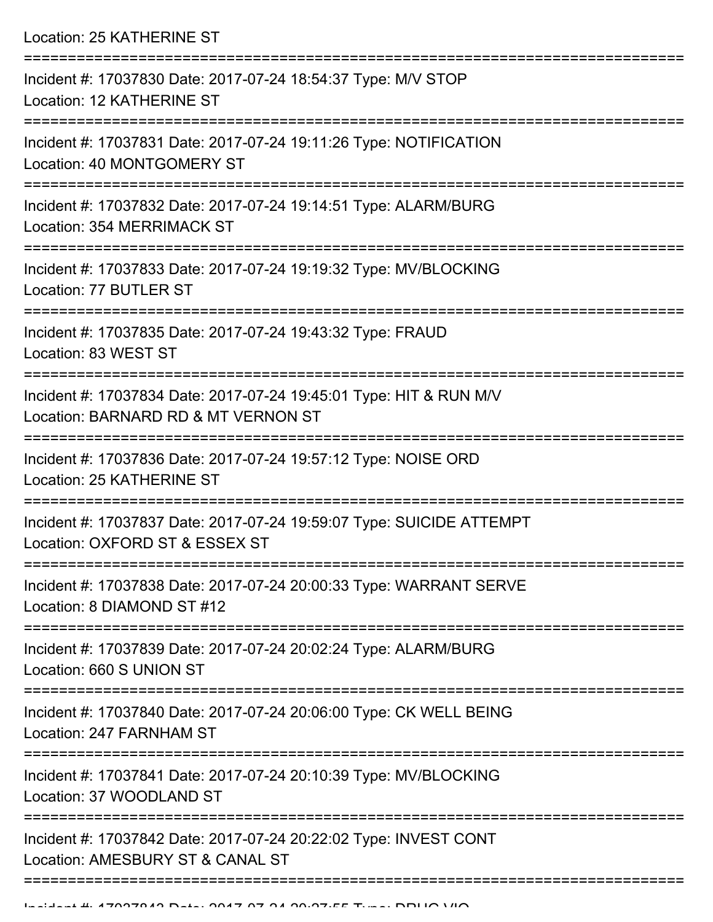Location: 25 KATHERINE ST

===========================================================================

Incident #: 17037830 Date: 2017-07-24 18:54:37 Type: M/V STOP
Location: 12 KATHERINE ST

===========================================================================

Incident #: 17037831 Date: 2017-07-24 19:11:26 Type: NOTIFICATION
Location: 40 MONTGOMERY ST

===========================================================================

Incident #: 17037832 Date: 2017-07-24 19:14:51 Type: ALARM/BURG
Location: 354 MERRIMACK ST

===========================================================================

Incident #: 17037833 Date: 2017-07-24 19:19:32 Type: MV/BLOCKING
Location: 77 BUTLER ST

===========================================================================

Incident #: 17037835 Date: 2017-07-24 19:43:32 Type: FRAUD
Location: 83 WEST ST

===========================================================================

Incident #: 17037834 Date: 2017-07-24 19:45:01 Type: HIT & RUN M/V
Location: BARNARD RD & MT VERNON ST

===========================================================================

Incident #: 17037836 Date: 2017-07-24 19:57:12 Type: NOISE ORD
Location: 25 KATHERINE ST

===========================================================================

Incident #: 17037837 Date: 2017-07-24 19:59:07 Type: SUICIDE ATTEMPT
Location: OXFORD ST & ESSEX ST

===========================================================================

Incident #: 17037838 Date: 2017-07-24 20:00:33 Type: WARRANT SERVE
Location: 8 DIAMOND ST #12

===========================================================================

Incident #: 17037839 Date: 2017-07-24 20:02:24 Type: ALARM/BURG
Location: 660 S UNION ST

===========================================================================

Incident #: 17037840 Date: 2017-07-24 20:06:00 Type: CK WELL BEING
Location: 247 FARNHAM ST

===========================================================================

Incident #: 17037841 Date: 2017-07-24 20:10:39 Type: MV/BLOCKING
Location: 37 WOODLAND ST

===========================================================================

Incident #: 17037842 Date: 2017-07-24 20:22:02 Type: INVEST CONT
Location: AMESBURY ST & CANAL ST

===========================================================================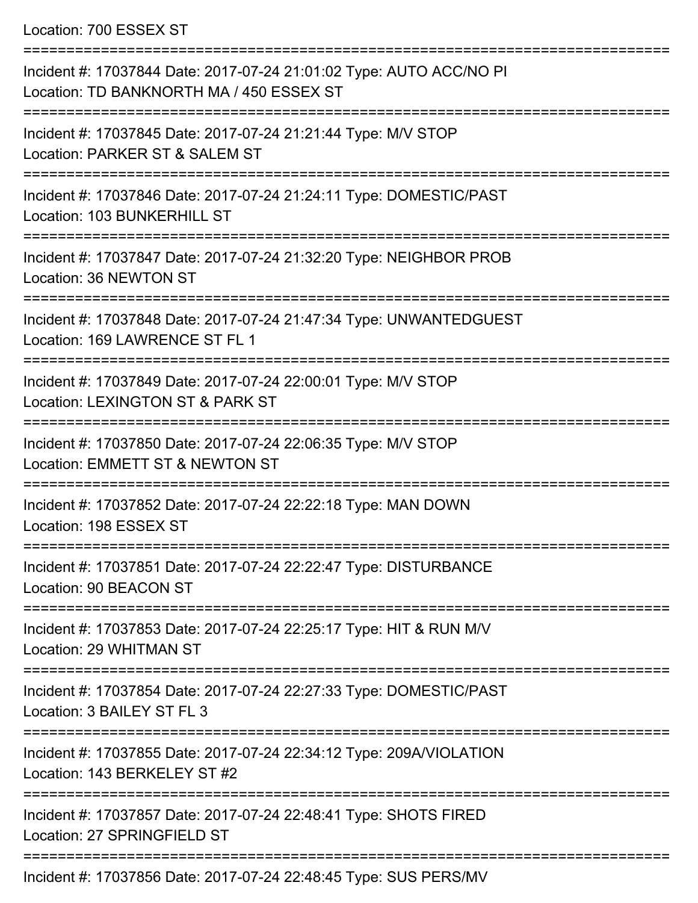Location: 700 ESSEX ST

===========================================================================

Incident #: 17037844 Date: 2017-07-24 21:01:02 Type: AUTO ACC/NO PI
Location: TD BANKNORTH MA / 450 ESSEX ST

===========================================================================

Incident #: 17037845 Date: 2017-07-24 21:21:44 Type: M/V STOP
Location: PARKER ST & SALEM ST

===========================================================================

Incident #: 17037846 Date: 2017-07-24 21:24:11 Type: DOMESTIC/PAST
Location: 103 BUNKERHILL ST

===========================================================================

Incident #: 17037847 Date: 2017-07-24 21:32:20 Type: NEIGHBOR PROB
Location: 36 NEWTON ST

===========================================================================

Incident #: 17037848 Date: 2017-07-24 21:47:34 Type: UNWANTEDGUEST
Location: 169 LAWRENCE ST FL 1

===========================================================================

Incident #: 17037849 Date: 2017-07-24 22:00:01 Type: M/V STOP
Location: LEXINGTON ST & PARK ST

===========================================================================

Incident #: 17037850 Date: 2017-07-24 22:06:35 Type: M/V STOP
Location: EMMETT ST & NEWTON ST

===========================================================================

Incident #: 17037852 Date: 2017-07-24 22:22:18 Type: MAN DOWN
Location: 198 ESSEX ST

===========================================================================

Incident #: 17037851 Date: 2017-07-24 22:22:47 Type: DISTURBANCE
Location: 90 BEACON ST

===========================================================================

Incident #: 17037853 Date: 2017-07-24 22:25:17 Type: HIT & RUN M/V
Location: 29 WHITMAN ST

===========================================================================

Incident #: 17037854 Date: 2017-07-24 22:27:33 Type: DOMESTIC/PAST
Location: 3 BAILEY ST FL 3

===========================================================================

Incident #: 17037855 Date: 2017-07-24 22:34:12 Type: 209A/VIOLATION
Location: 143 BERKELEY ST #2

===========================================================================

Incident #: 17037857 Date: 2017-07-24 22:48:41 Type: SHOTS FIRED
Location: 27 SPRINGFIELD ST

===========================================================================

Incident #: 17037856 Date: 2017-07-24 22:48:45 Type: SUS PERS/MV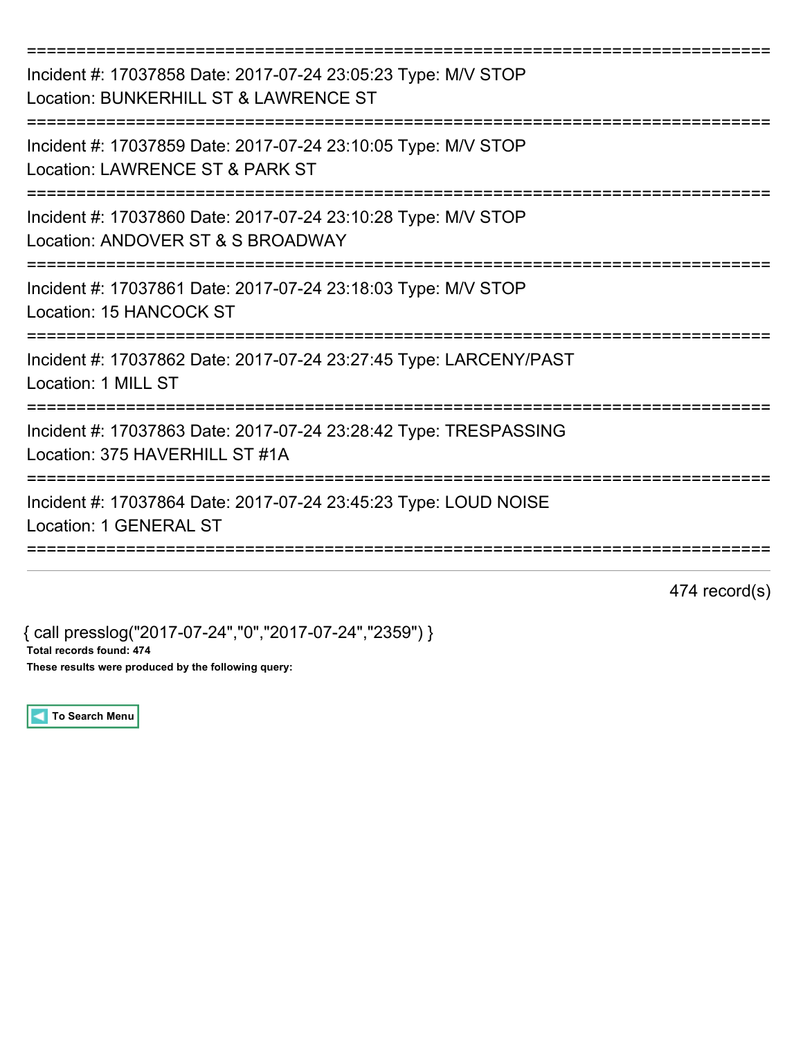===========================================================================

Incident #: 17037858 Date: 2017-07-24 23:05:23 Type: M/V STOP

Location: BUNKERHILL ST & LAWRENCE ST

===========================================================================

Incident #: 17037859 Date: 2017-07-24 23:10:05 Type: M/V STOP

Location: LAWRENCE ST & PARK ST

===========================================================================

Incident #: 17037860 Date: 2017-07-24 23:10:28 Type: M/V STOP

Location: ANDOVER ST & S BROADWAY

===========================================================================

Incident #: 17037861 Date: 2017-07-24 23:18:03 Type: M/V STOP

Location: 15 HANCOCK ST

===========================================================================

Incident #: 17037862 Date: 2017-07-24 23:27:45 Type: LARCENY/PAST

Location: 1 MILL ST

===========================================================================

Incident #: 17037863 Date: 2017-07-24 23:28:42 Type: TRESPASSING

Location: 375 HAVERHILL ST #1A

===========================================================================

Incident #: 17037864 Date: 2017-07-24 23:45:23 Type: LOUD NOISE

Location: 1 GENERAL ST

===========================================================================

474 record(s)

{ call presslog("2017-07-24","0","2017-07-24","2359") }

**Total records found: 474**

**These results were produced by the following query:**

**To Search Menu**